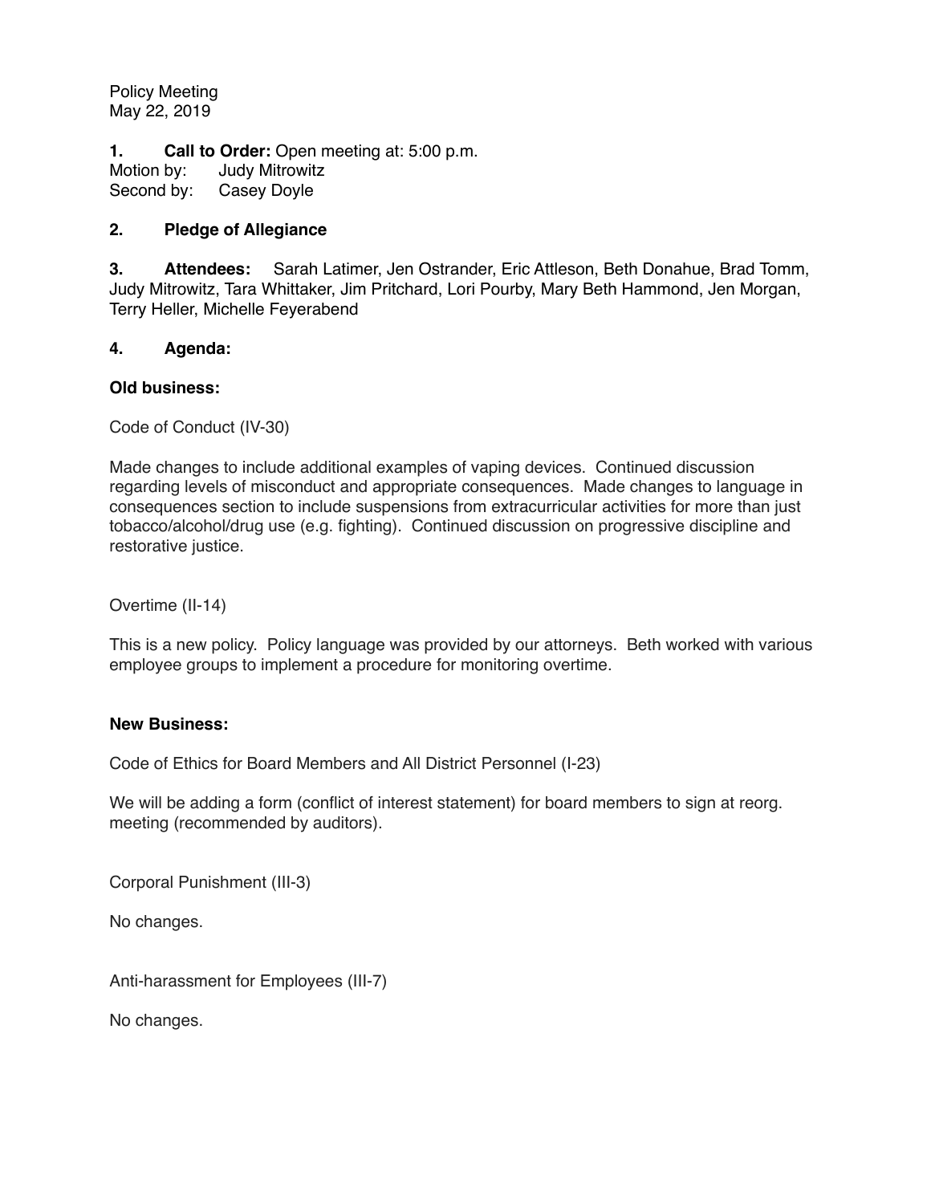Policy Meeting
May 22, 2019

**1. Call to Order:** Open meeting at: 5:00 p.m.
Motion by: Judy Mitrowitz
Second by: Casey Doyle

**2. Pledge of Allegiance**

**3. Attendees:** Sarah Latimer, Jen Ostrander, Eric Attleson, Beth Donahue, Brad Tomm, Judy Mitrowitz, Tara Whittaker, Jim Pritchard, Lori Pourby, Mary Beth Hammond, Jen Morgan, Terry Heller, Michelle Feyerabend

**4. Agenda:**

**Old business:**

Code of Conduct (IV-30)

Made changes to include additional examples of vaping devices. Continued discussion regarding levels of misconduct and appropriate consequences. Made changes to language in consequences section to include suspensions from extracurricular activities for more than just tobacco/alcohol/drug use (e.g. fighting). Continued discussion on progressive discipline and restorative justice.

Overtime (II-14)

This is a new policy. Policy language was provided by our attorneys. Beth worked with various employee groups to implement a procedure for monitoring overtime.

**New Business:**

Code of Ethics for Board Members and All District Personnel (I-23)

We will be adding a form (conflict of interest statement) for board members to sign at reorg. meeting (recommended by auditors).

Corporal Punishment (III-3)

No changes.

Anti-harassment for Employees (III-7)

No changes.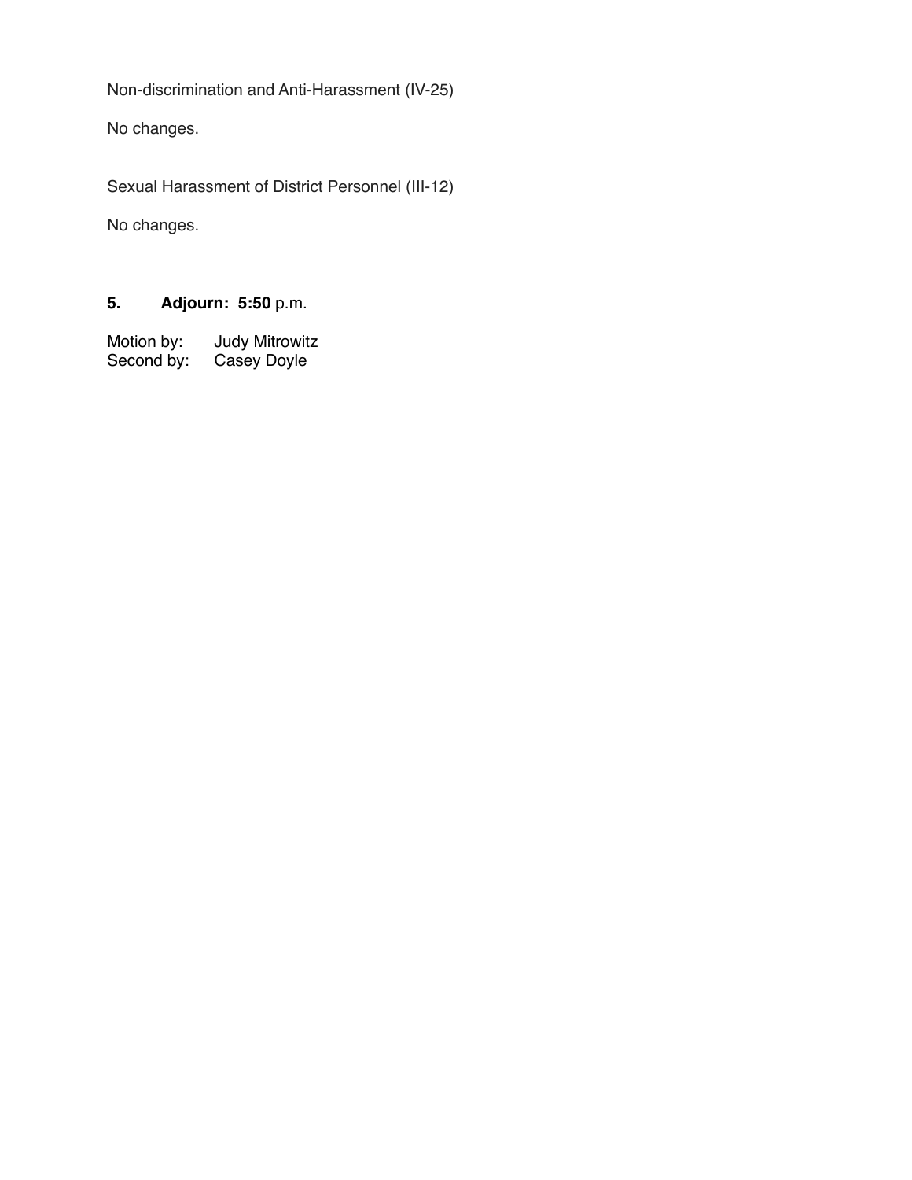Non-discrimination and Anti-Harassment (IV-25)

No changes.

Sexual Harassment of District Personnel (III-12)

No changes.

**5. Adjourn: 5:50** p.m.

Motion by: Judy Mitrowitz
Second by: Casey Doyle